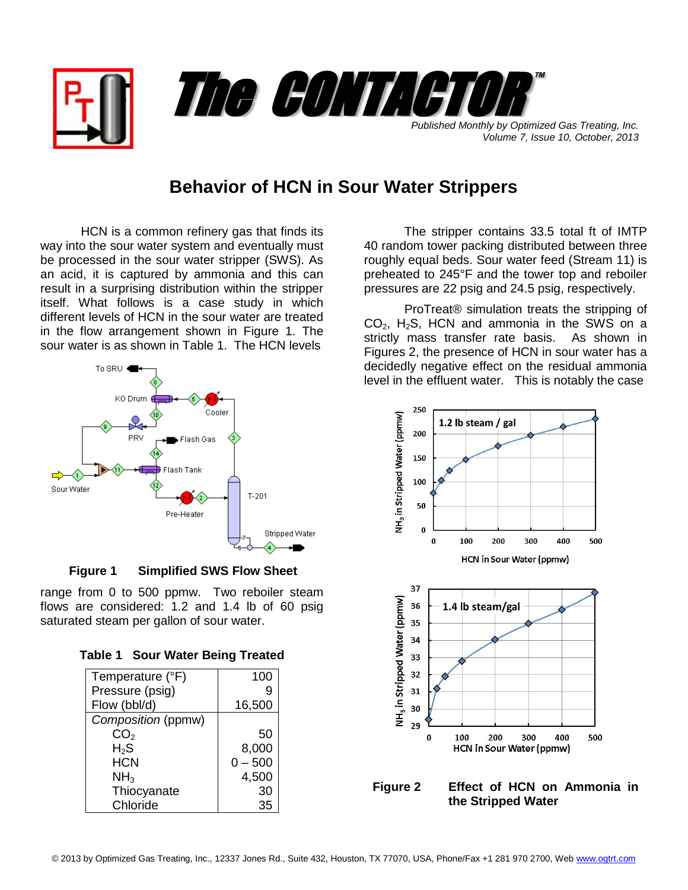# The CONTACTOR™

*Published Monthly by Optimized Gas Treating, Inc.*
*Volume 7, Issue 10, October, 2013*

## Behavior of HCN in Sour Water Strippers

HCN is a common refinery gas that finds its way into the sour water system and eventually must be processed in the sour water stripper (SWS). As an acid, it is captured by ammonia and this can result in a surprising distribution within the stripper itself. What follows is a case study in which different levels of HCN in the sour water are treated in the flow arrangement shown in Figure 1. The sour water is as shown in Table 1. The HCN levels range from 0 to 500 ppmw. Two reboiler steam flows are considered: 1.2 and 1.4 lb of 60 psig saturated steam per gallon of sour water.

**Figure 1 Simplified SWS Flow Sheet**

**Table 1 Sour Water Being Treated**

| | |
|---|---|
| Temperature (°F) | 100 |
| Pressure (psig) | 9 |
| Flow (bbl/d) | 16,500 |
| *Composition* (ppmw) | |
| $CO_2$ | 50 |
| $H_2S$ | 8,000 |
| HCN | 0 – 500 |
| $NH_3$ | 4,500 |
| Thiocyanate | 30 |
| Chloride | 35 |

The stripper contains 33.5 total ft of IMTP 40 random tower packing distributed between three roughly equal beds. Sour water feed (Stream 11) is preheated to 245°F and the tower top and reboiler pressures are 22 psig and 24.5 psig, respectively.

ProTreat® simulation treats the stripping of $CO_2$, $H_2S$, HCN and ammonia in the SWS on a strictly mass transfer rate basis. As shown in Figures 2, the presence of HCN in sour water has a decidedly negative effect on the residual ammonia level in the effluent water. This is notably the case

**Figure 2 Effect of HCN on Ammonia in the Stripped Water**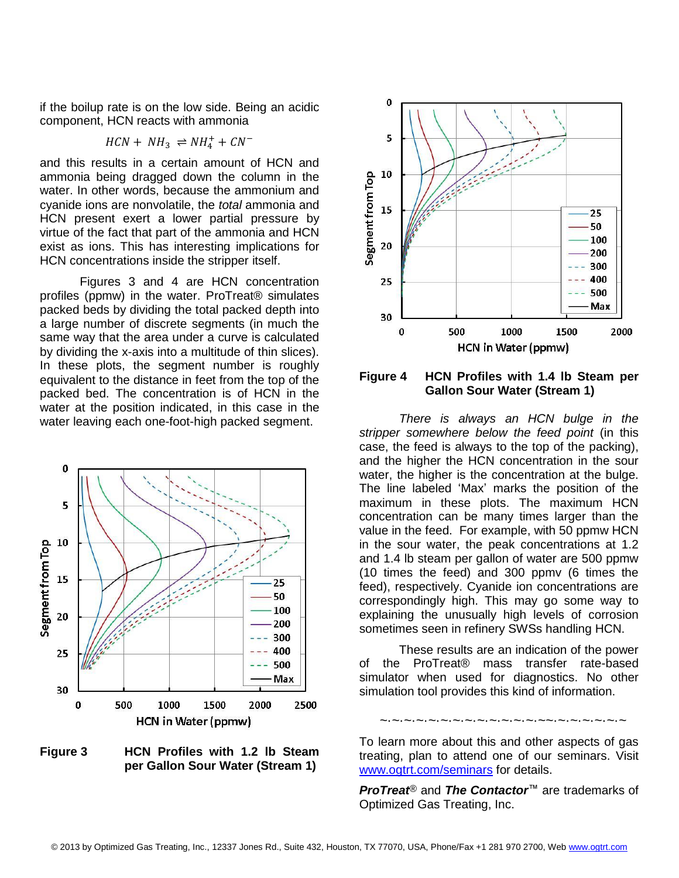if the boilup rate is on the low side. Being an acidic component, HCN reacts with ammonia

$$HCN + NH_3 \rightleftharpoons NH_4^+ + CN^-$$

and this results in a certain amount of HCN and ammonia being dragged down the column in the water. In other words, because the ammonium and cyanide ions are nonvolatile, the *total* ammonia and HCN present exert a lower partial pressure by virtue of the fact that part of the ammonia and HCN exist as ions. This has interesting implications for HCN concentrations inside the stripper itself.

Figures 3 and 4 are HCN concentration profiles (ppmw) in the water. ProTreat® simulates packed beds by dividing the total packed depth into a large number of discrete segments (in much the same way that the area under a curve is calculated by dividing the x-axis into a multitude of thin slices). In these plots, the segment number is roughly equivalent to the distance in feet from the top of the packed bed. The concentration is of HCN in the water at the position indicated, in this case in the water leaving each one-foot-high packed segment.

Segment from Top
0
5
10
15
20
25
30
0
500
1000
1500
2000
2500
HCN in Water (ppmw)
25
50
100
200
300
400
500
Max

**Figure 3** **HCN Profiles with 1.2 lb Steam per Gallon Sour Water (Stream 1)**

Segment from Top
0
5
10
15
20
25
30
0
500
1000
1500
2000
HCN in Water (ppmw)
25
50
100
200
300
400
500
Max

**Figure 4** **HCN Profiles with 1.4 lb Steam per Gallon Sour Water (Stream 1)**

*There is always an HCN bulge in the stripper somewhere below the feed point* (in this case, the feed is always to the top of the packing), and the higher the HCN concentration in the sour water, the higher is the concentration at the bulge. The line labeled 'Max' marks the position of the maximum in these plots. The maximum HCN concentration can be many times larger than the value in the feed. For example, with 50 ppmw HCN in the sour water, the peak concentrations at 1.2 and 1.4 lb steam per gallon of water are 500 ppmw (10 times the feed) and 300 ppmv (6 times the feed), respectively. Cyanide ion concentrations are correspondingly high. This may go some way to explaining the unusually high levels of corrosion sometimes seen in refinery SWSs handling HCN.

These results are an indication of the power of the ProTreat® mass transfer rate-based simulator when used for diagnostics. No other simulation tool provides this kind of information.

~.~.~.~.~.~.~.~.~.~.~.~.~.~.~~.~.~.~.~.~.~

To learn more about this and other aspects of gas treating, plan to attend one of our seminars. Visit www.ogtrt.com/seminars for details.

***ProTreat***® and ***The Contactor***™ are trademarks of Optimized Gas Treating, Inc.

© 2013 by Optimized Gas Treating, Inc., 12337 Jones Rd., Suite 432, Houston, TX 77070, USA, Phone/Fax +1 281 970 2700, Web www.ogtrt.com